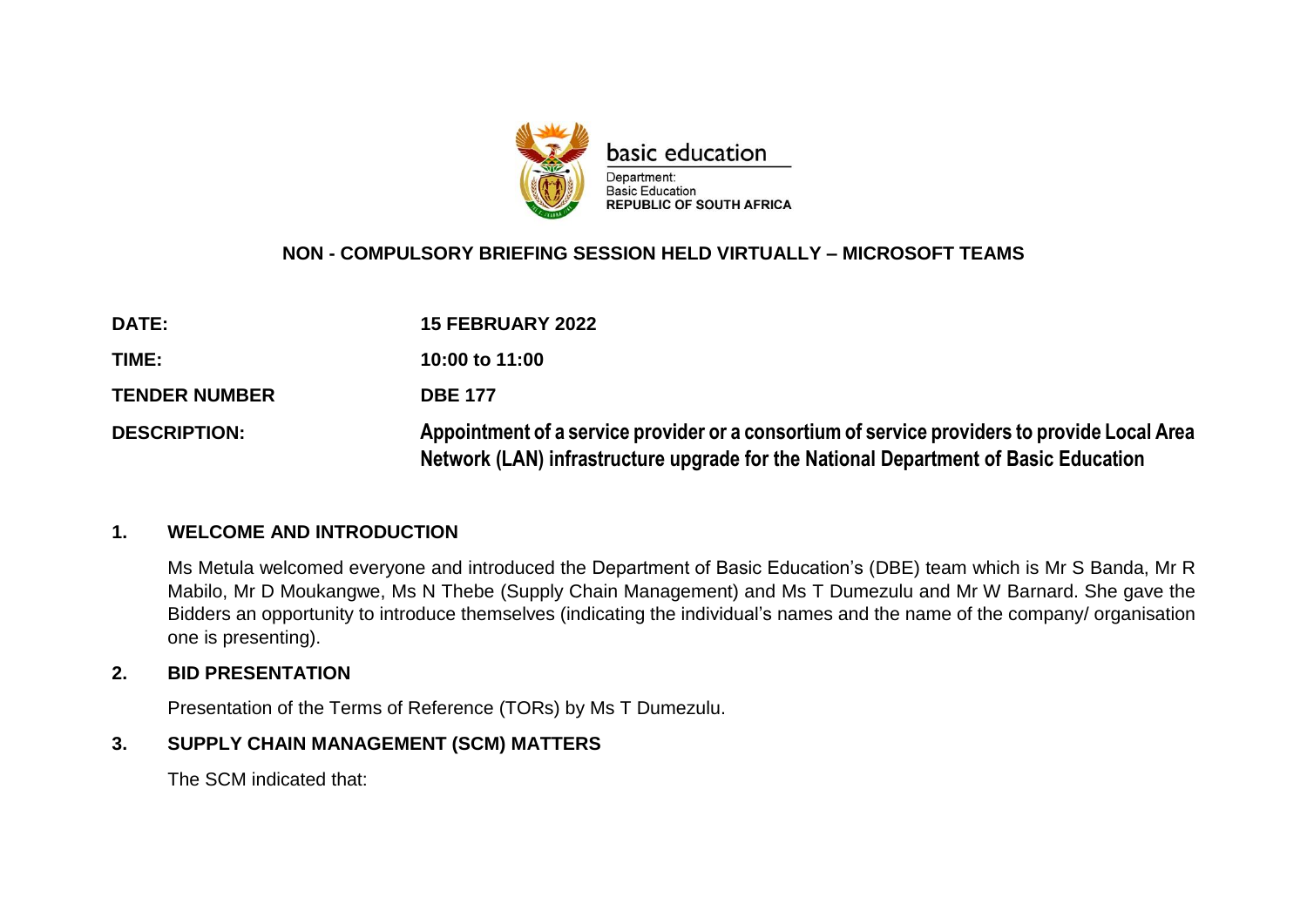basic education

Department:
Basic Education
**REPUBLIC OF SOUTH AFRICA**

**NON - COMPULSORY BRIEFING SESSION HELD VIRTUALLY – MICROSOFT TEAMS**

| | |
|---|---|
| **DATE:** | **15 FEBRUARY 2022** |
| **TIME:** | **10:00 to 11:00** |
| **TENDER NUMBER** | **DBE 177** |
| **DESCRIPTION:** | **Appointment of a service provider or a consortium of service providers to provide Local Area Network (LAN) infrastructure upgrade for the National Department of Basic Education** |

## 1. WELCOME AND INTRODUCTION

Ms Metula welcomed everyone and introduced the Department of Basic Education's (DBE) team which is Mr S Banda, Mr R Mabilo, Mr D Moukangwe, Ms N Thebe (Supply Chain Management) and Ms T Dumezulu and Mr W Barnard. She gave the Bidders an opportunity to introduce themselves (indicating the individual's names and the name of the company/ organisation one is presenting).

## 2. BID PRESENTATION

Presentation of the Terms of Reference (TORs) by Ms T Dumezulu.

## 3. SUPPLY CHAIN MANAGEMENT (SCM) MATTERS

The SCM indicated that: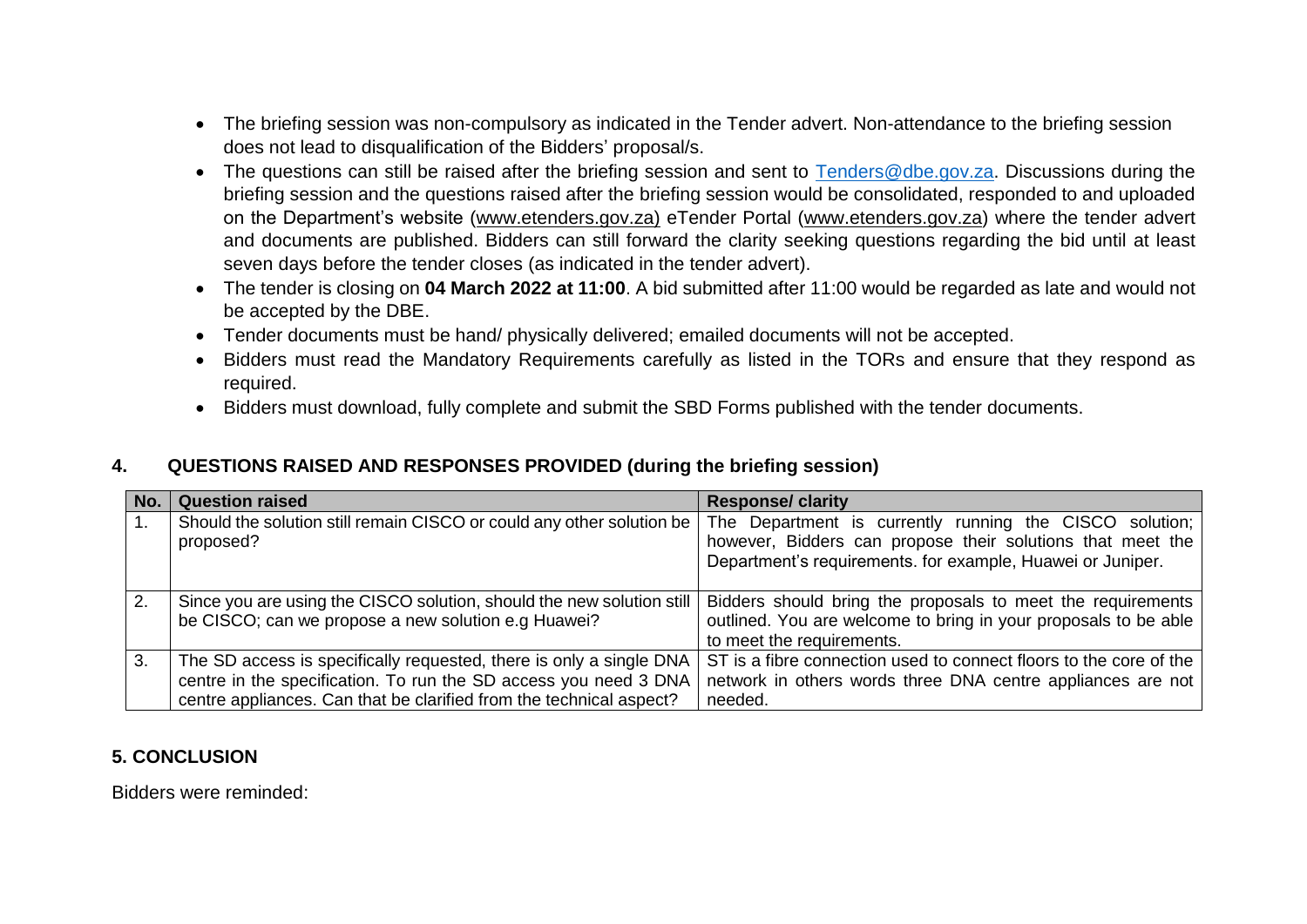- The briefing session was non-compulsory as indicated in the Tender advert. Non-attendance to the briefing session does not lead to disqualification of the Bidders' proposal/s.
- The questions can still be raised after the briefing session and sent to Tenders@dbe.gov.za. Discussions during the briefing session and the questions raised after the briefing session would be consolidated, responded to and uploaded on the Department's website (www.etenders.gov.za) eTender Portal (www.etenders.gov.za) where the tender advert and documents are published. Bidders can still forward the clarity seeking questions regarding the bid until at least seven days before the tender closes (as indicated in the tender advert).
- The tender is closing on **04 March 2022 at 11:00**. A bid submitted after 11:00 would be regarded as late and would not be accepted by the DBE.
- Tender documents must be hand/ physically delivered; emailed documents will not be accepted.
- Bidders must read the Mandatory Requirements carefully as listed in the TORs and ensure that they respond as required.
- Bidders must download, fully complete and submit the SBD Forms published with the tender documents.

## 4. QUESTIONS RAISED AND RESPONSES PROVIDED (during the briefing session)

| No. | Question raised | Response/ clarity |
|---|---|---|
| 1. | Should the solution still remain CISCO or could any other solution be proposed? | The Department is currently running the CISCO solution; however, Bidders can propose their solutions that meet the Department's requirements. for example, Huawei or Juniper. |
| 2. | Since you are using the CISCO solution, should the new solution still be CISCO; can we propose a new solution e.g Huawei? | Bidders should bring the proposals to meet the requirements outlined. You are welcome to bring in your proposals to be able to meet the requirements. |
| 3. | The SD access is specifically requested, there is only a single DNA centre in the specification. To run the SD access you need 3 DNA centre appliances. Can that be clarified from the technical aspect? | ST is a fibre connection used to connect floors to the core of the network in others words three DNA centre appliances are not needed. |

## 5. CONCLUSION

Bidders were reminded: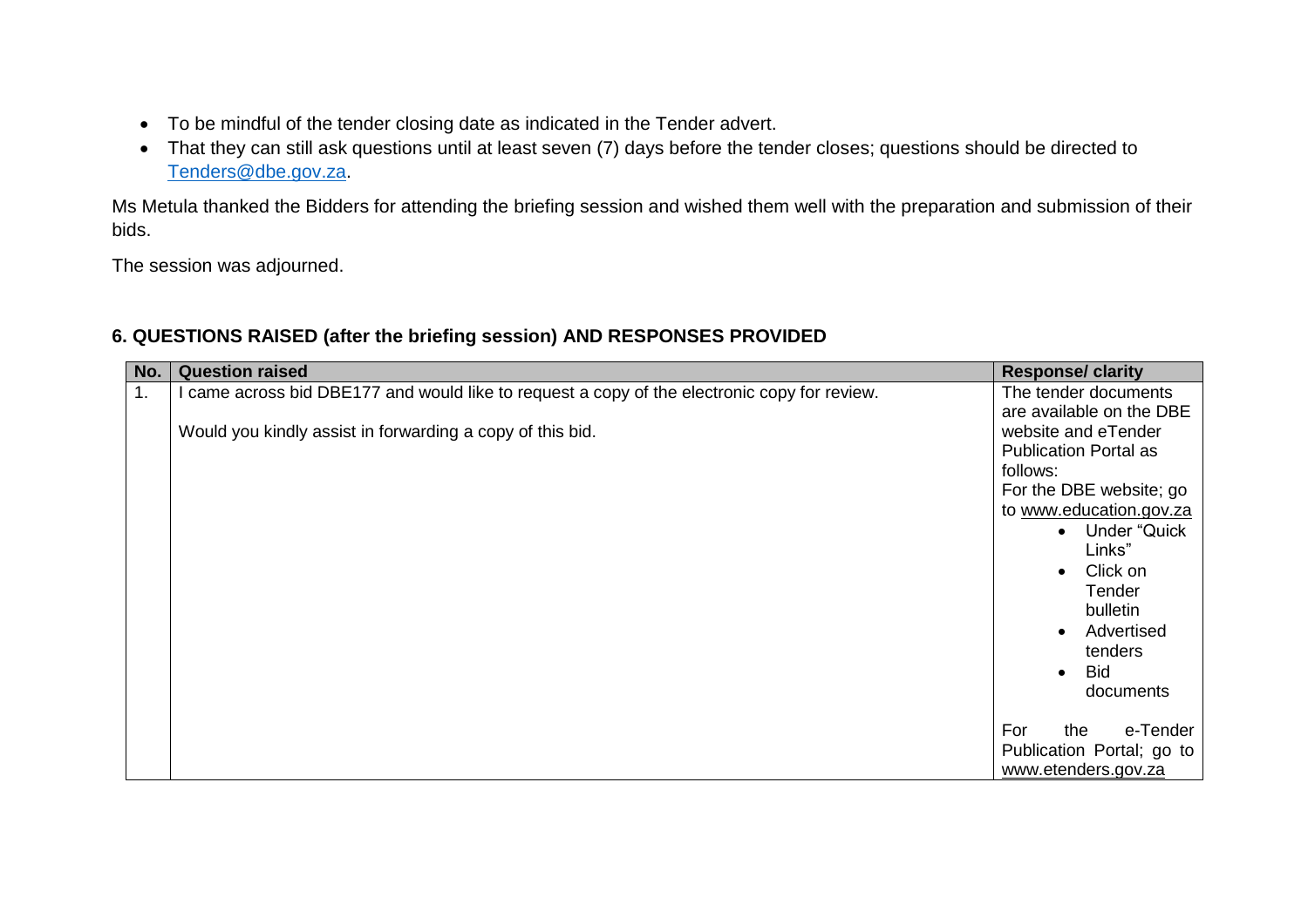- To be mindful of the tender closing date as indicated in the Tender advert.
- That they can still ask questions until at least seven (7) days before the tender closes; questions should be directed to Tenders@dbe.gov.za.

Ms Metula thanked the Bidders for attending the briefing session and wished them well with the preparation and submission of their bids.

The session was adjourned.

## 6. QUESTIONS RAISED (after the briefing session) AND RESPONSES PROVIDED

| No. | Question raised | Response/ clarity |
|---|---|---|
| 1. | I came across bid DBE177 and would like to request a copy of the electronic copy for review.<br><br>Would you kindly assist in forwarding a copy of this bid. | The tender documents are available on the DBE website and eTender Publication Portal as follows:<br>For the DBE website; go to www.education.gov.za<br>• Under "Quick Links"<br>• Click on Tender bulletin<br>• Advertised tenders<br>• Bid documents<br><br>For the e-Tender Publication Portal; go to www.etenders.gov.za |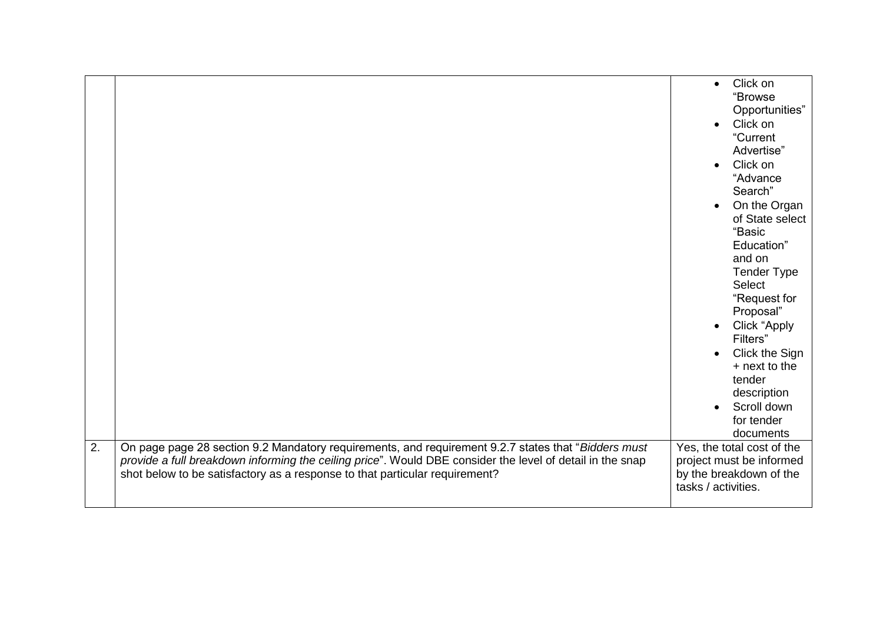| | | |
|---|---|---|
| | | <ul><li>Click on "Browse Opportunities"</li><li>Click on "Current Advertise"</li><li>Click on "Advance Search"</li><li>On the Organ of State select "Basic Education" and on Tender Type Select "Request for Proposal"</li><li>Click "Apply Filters"</li><li>Click the Sign + next to the tender description</li><li>Scroll down for tender documents</li></ul> |
| 2. | On page page 28 section 9.2 Mandatory requirements, and requirement 9.2.7 states that "*Bidders must provide a full breakdown informing the ceiling price*". Would DBE consider the level of detail in the snap shot below to be satisfactory as a response to that particular requirement? | Yes, the total cost of the project must be informed by the breakdown of the tasks / activities. |